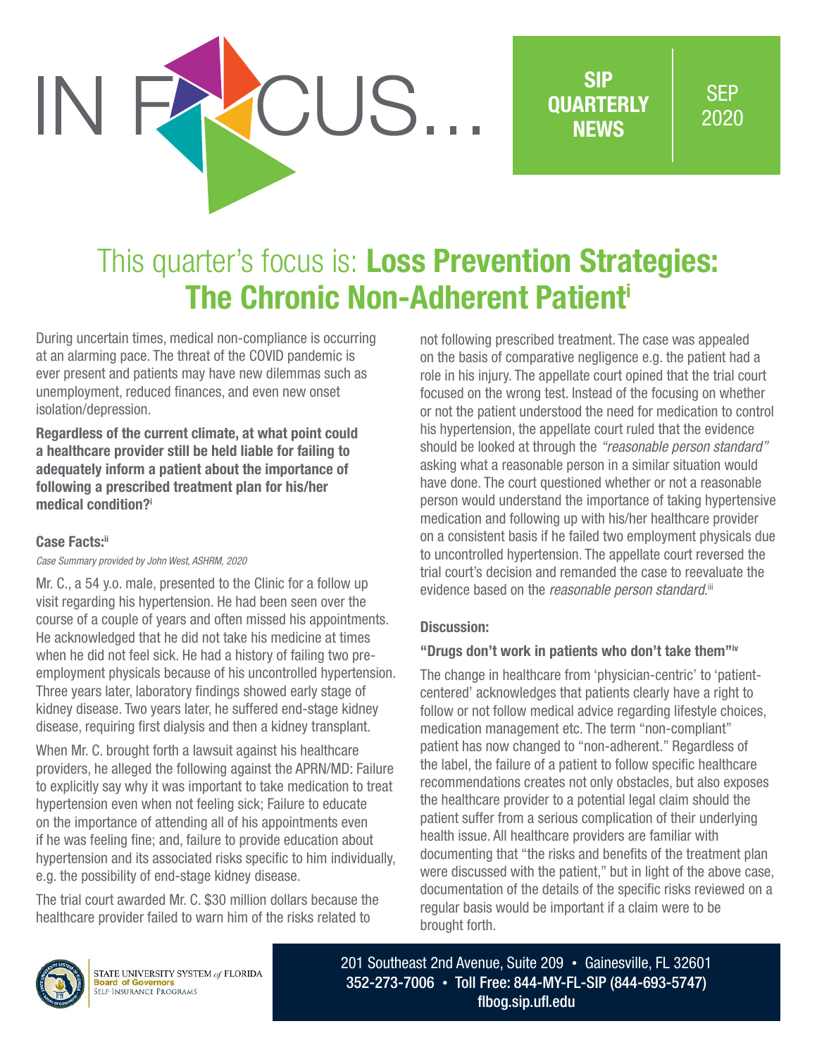# IN FOCUS...

**SIP QUARTERLY NEWS** | SEP 2020

## This quarter's focus is: **Loss Prevention Strategies: The Chronic Non-Adherent Patient**[i]

During uncertain times, medical non-compliance is occurring at an alarming pace. The threat of the COVID pandemic is ever present and patients may have new dilemmas such as unemployment, reduced finances, and even new onset isolation/depression.

**Regardless of the current climate, at what point could a healthcare provider still be held liable for failing to adequately inform a patient about the importance of following a prescribed treatment plan for his/her medical condition?**[i]

### Case Facts:[ii]

*Case Summary provided by John West, ASHRM, 2020*

Mr. C., a 54 y.o. male, presented to the Clinic for a follow up visit regarding his hypertension. He had been seen over the course of a couple of years and often missed his appointments. He acknowledged that he did not take his medicine at times when he did not feel sick. He had a history of failing two pre-employment physicals because of his uncontrolled hypertension. Three years later, laboratory findings showed early stage of kidney disease. Two years later, he suffered end-stage kidney disease, requiring first dialysis and then a kidney transplant.

When Mr. C. brought forth a lawsuit against his healthcare providers, he alleged the following against the APRN/MD: Failure to explicitly say why it was important to take medication to treat hypertension even when not feeling sick; Failure to educate on the importance of attending all of his appointments even if he was feeling fine; and, failure to provide education about hypertension and its associated risks specific to him individually, e.g. the possibility of end-stage kidney disease.

The trial court awarded Mr. C. $30 million dollars because the healthcare provider failed to warn him of the risks related to not following prescribed treatment. The case was appealed on the basis of comparative negligence e.g. the patient had a role in his injury. The appellate court opined that the trial court focused on the wrong test. Instead of the focusing on whether or not the patient understood the need for medication to control his hypertension, the appellate court ruled that the evidence should be looked at through the *"reasonable person standard"* asking what a reasonable person in a similar situation would have done. The court questioned whether or not a reasonable person would understand the importance of taking hypertensive medication and following up with his/her healthcare provider on a consistent basis if he failed two employment physicals due to uncontrolled hypertension. The appellate court reversed the trial court's decision and remanded the case to reevaluate the evidence based on the *reasonable person standard*.[iii]

### Discussion:

#### "Drugs don't work in patients who don't take them"[iv]

The change in healthcare from 'physician-centric' to 'patient-centered' acknowledges that patients clearly have a right to follow or not follow medical advice regarding lifestyle choices, medication management etc. The term "non-compliant" patient has now changed to "non-adherent." Regardless of the label, the failure of a patient to follow specific healthcare recommendations creates not only obstacles, but also exposes the healthcare provider to a potential legal claim should the patient suffer from a serious complication of their underlying health issue. All healthcare providers are familiar with documenting that "the risks and benefits of the treatment plan were discussed with the patient," but in light of the above case, documentation of the details of the specific risks reviewed on a regular basis would be important if a claim were to be brought forth.

STATE UNIVERSITY SYSTEM of FLORIDA
Board of Governors
Self-Insurance Programs

201 Southeast 2nd Avenue, Suite 209 • Gainesville, FL 32601
352-273-7006 • Toll Free: 844-MY-FL-SIP (844-693-5747)
flbog.sip.ufl.edu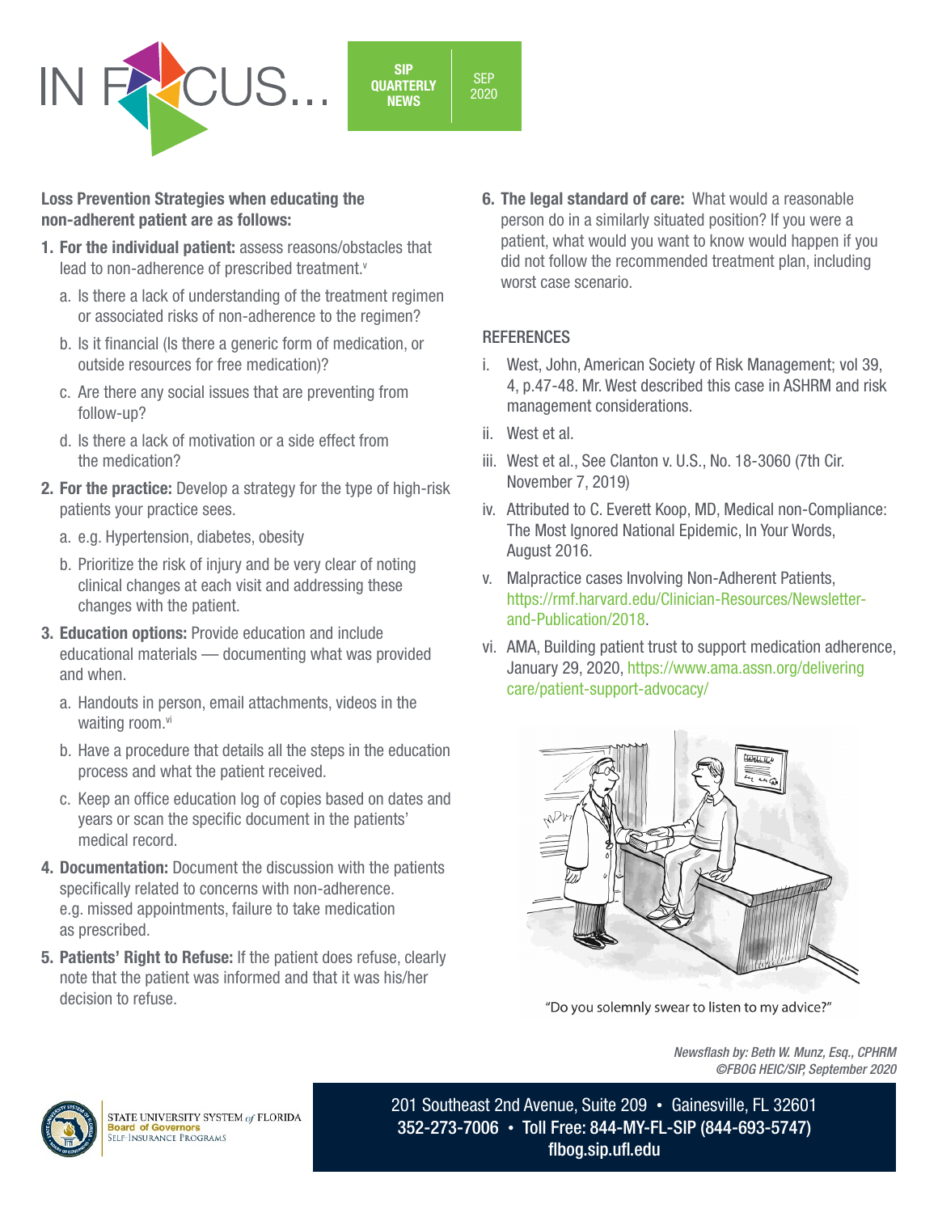**Loss Prevention Strategies when educating the non-adherent patient are as follows:**

1. **For the individual patient:** assess reasons/obstacles that lead to non-adherence of prescribed treatment.[v]
   a. Is there a lack of understanding of the treatment regimen or associated risks of non-adherence to the regimen?
   b. Is it financial (Is there a generic form of medication, or outside resources for free medication)?
   c. Are there any social issues that are preventing from follow-up?
   d. Is there a lack of motivation or a side effect from the medication?
2. **For the practice:** Develop a strategy for the type of high-risk patients your practice sees.
   a. e.g. Hypertension, diabetes, obesity
   b. Prioritize the risk of injury and be very clear of noting clinical changes at each visit and addressing these changes with the patient.
3. **Education options:** Provide education and include educational materials — documenting what was provided and when.
   a. Handouts in person, email attachments, videos in the waiting room.[vi]
   b. Have a procedure that details all the steps in the education process and what the patient received.
   c. Keep an office education log of copies based on dates and years or scan the specific document in the patients' medical record.
4. **Documentation:** Document the discussion with the patients specifically related to concerns with non-adherence. e.g. missed appointments, failure to take medication as prescribed.
5. **Patients' Right to Refuse:** If the patient does refuse, clearly note that the patient was informed and that it was his/her decision to refuse.
6. **The legal standard of care:** What would a reasonable person do in a similarly situated position? If you were a patient, what would you want to know would happen if you did not follow the recommended treatment plan, including worst case scenario.

## REFERENCES

i. West, John, American Society of Risk Management; vol 39, 4, p.47-48. Mr. West described this case in ASHRM and risk management considerations.

ii. West et al.

iii. West et al., See Clanton v. U.S., No. 18-3060 (7th Cir. November 7, 2019)

iv. Attributed to C. Everett Koop, MD, Medical non-Compliance: The Most Ignored National Epidemic, In Your Words, August 2016.

v. Malpractice cases Involving Non-Adherent Patients, https://rmf.harvard.edu/Clinician-Resources/Newsletter-and-Publication/2018.

vi. AMA, Building patient trust to support medication adherence, January 29, 2020, https://www.ama.assn.org/delivering care/patient-support-advocacy/

"Do you solemnly swear to listen to my advice?"

*Newsflash by: Beth W. Munz, Esq., CPHRM*
*©FBOG HEIC/SIP, September 2020*

STATE UNIVERSITY SYSTEM of FLORIDA
Board of Governors
SELF-INSURANCE PROGRAMS

201 Southeast 2nd Avenue, Suite 209 • Gainesville, FL 32601
352-273-7006 • Toll Free: 844-MY-FL-SIP (844-693-5747)
flbog.sip.ufl.edu